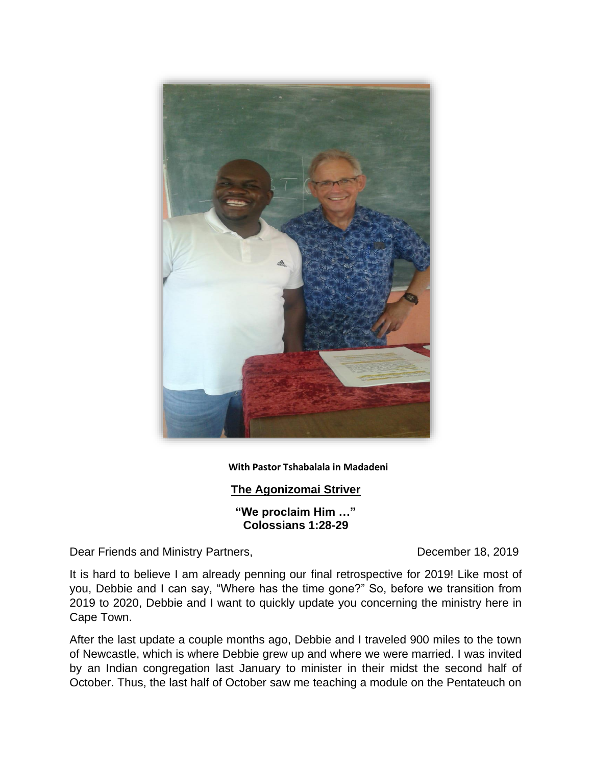With Pastor Tshabalala in Madadeni

**The Agonizomai Striver**

**"We proclaim Him …"**
**Colossians 1:28-29**

Dear Friends and Ministry Partners, December 18, 2019

It is hard to believe I am already penning our final retrospective for 2019! Like most of you, Debbie and I can say, "Where has the time gone?" So, before we transition from 2019 to 2020, Debbie and I want to quickly update you concerning the ministry here in Cape Town.

After the last update a couple months ago, Debbie and I traveled 900 miles to the town of Newcastle, which is where Debbie grew up and where we were married. I was invited by an Indian congregation last January to minister in their midst the second half of October. Thus, the last half of October saw me teaching a module on the Pentateuch on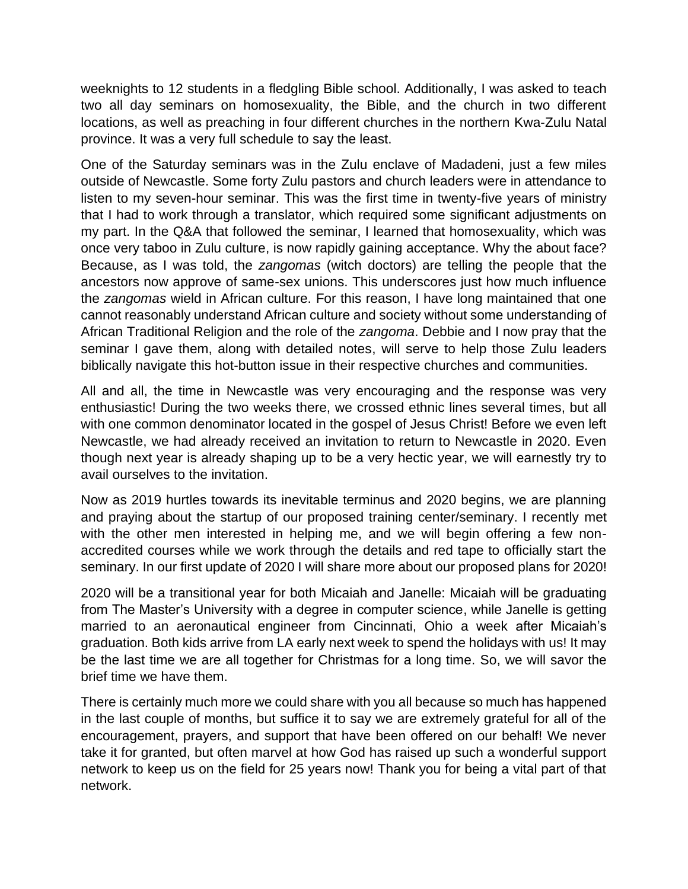weeknights to 12 students in a fledgling Bible school. Additionally, I was asked to teach two all day seminars on homosexuality, the Bible, and the church in two different locations, as well as preaching in four different churches in the northern Kwa-Zulu Natal province. It was a very full schedule to say the least.

One of the Saturday seminars was in the Zulu enclave of Madadeni, just a few miles outside of Newcastle. Some forty Zulu pastors and church leaders were in attendance to listen to my seven-hour seminar. This was the first time in twenty-five years of ministry that I had to work through a translator, which required some significant adjustments on my part. In the Q&A that followed the seminar, I learned that homosexuality, which was once very taboo in Zulu culture, is now rapidly gaining acceptance. Why the about face? Because, as I was told, the *zangomas* (witch doctors) are telling the people that the ancestors now approve of same-sex unions. This underscores just how much influence the *zangomas* wield in African culture. For this reason, I have long maintained that one cannot reasonably understand African culture and society without some understanding of African Traditional Religion and the role of the *zangoma*. Debbie and I now pray that the seminar I gave them, along with detailed notes, will serve to help those Zulu leaders biblically navigate this hot-button issue in their respective churches and communities.

All and all, the time in Newcastle was very encouraging and the response was very enthusiastic! During the two weeks there, we crossed ethnic lines several times, but all with one common denominator located in the gospel of Jesus Christ! Before we even left Newcastle, we had already received an invitation to return to Newcastle in 2020. Even though next year is already shaping up to be a very hectic year, we will earnestly try to avail ourselves to the invitation.

Now as 2019 hurtles towards its inevitable terminus and 2020 begins, we are planning and praying about the startup of our proposed training center/seminary. I recently met with the other men interested in helping me, and we will begin offering a few non-accredited courses while we work through the details and red tape to officially start the seminary. In our first update of 2020 I will share more about our proposed plans for 2020!

2020 will be a transitional year for both Micaiah and Janelle: Micaiah will be graduating from The Master's University with a degree in computer science, while Janelle is getting married to an aeronautical engineer from Cincinnati, Ohio a week after Micaiah's graduation. Both kids arrive from LA early next week to spend the holidays with us! It may be the last time we are all together for Christmas for a long time. So, we will savor the brief time we have them.

There is certainly much more we could share with you all because so much has happened in the last couple of months, but suffice it to say we are extremely grateful for all of the encouragement, prayers, and support that have been offered on our behalf! We never take it for granted, but often marvel at how God has raised up such a wonderful support network to keep us on the field for 25 years now! Thank you for being a vital part of that network.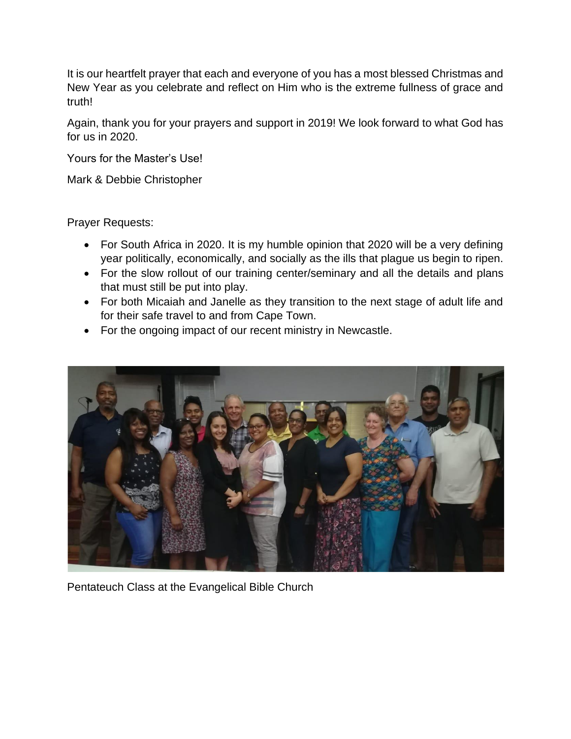It is our heartfelt prayer that each and everyone of you has a most blessed Christmas and New Year as you celebrate and reflect on Him who is the extreme fullness of grace and truth!

Again, thank you for your prayers and support in 2019! We look forward to what God has for us in 2020.

Yours for the Master's Use!

Mark & Debbie Christopher

Prayer Requests:

- For South Africa in 2020. It is my humble opinion that 2020 will be a very defining year politically, economically, and socially as the ills that plague us begin to ripen.
- For the slow rollout of our training center/seminary and all the details and plans that must still be put into play.
- For both Micaiah and Janelle as they transition to the next stage of adult life and for their safe travel to and from Cape Town.
- For the ongoing impact of our recent ministry in Newcastle.

Pentateuch Class at the Evangelical Bible Church